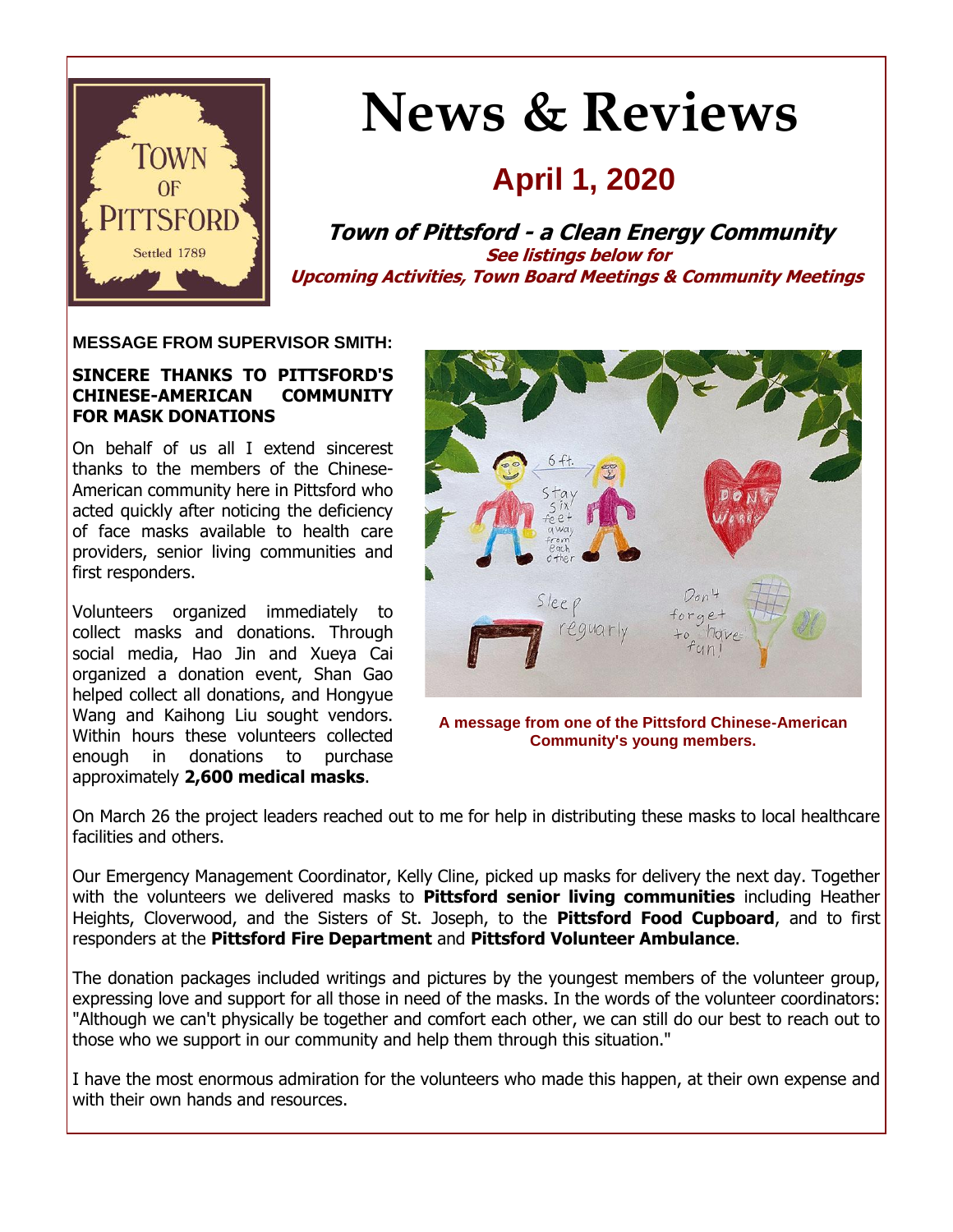# News & Reviews

## April 1, 2020

**Town of Pittsford - a Clean Energy Community**

**See listings below for**
**Upcoming Activities, Town Board Meetings & Community Meetings**

**MESSAGE FROM SUPERVISOR SMITH:**

**SINCERE THANKS TO PITTSFORD'S CHINESE-AMERICAN COMMUNITY FOR MASK DONATIONS**

On behalf of us all I extend sincerest thanks to the members of the Chinese-American community here in Pittsford who acted quickly after noticing the deficiency of face masks available to health care providers, senior living communities and first responders.

Volunteers organized immediately to collect masks and donations. Through social media, Hao Jin and Xueya Cai organized a donation event, Shan Gao helped collect all donations, and Hongyue Wang and Kaihong Liu sought vendors. Within hours these volunteers collected enough in donations to purchase approximately **2,600 medical masks**.

A message from one of the Pittsford Chinese-American Community's young members.

On March 26 the project leaders reached out to me for help in distributing these masks to local healthcare facilities and others.

Our Emergency Management Coordinator, Kelly Cline, picked up masks for delivery the next day. Together with the volunteers we delivered masks to **Pittsford senior living communities** including Heather Heights, Cloverwood, and the Sisters of St. Joseph, to the **Pittsford Food Cupboard**, and to first responders at the **Pittsford Fire Department** and **Pittsford Volunteer Ambulance**.

The donation packages included writings and pictures by the youngest members of the volunteer group, expressing love and support for all those in need of the masks. In the words of the volunteer coordinators: "Although we can't physically be together and comfort each other, we can still do our best to reach out to those who we support in our community and help them through this situation."

I have the most enormous admiration for the volunteers who made this happen, at their own expense and with their own hands and resources.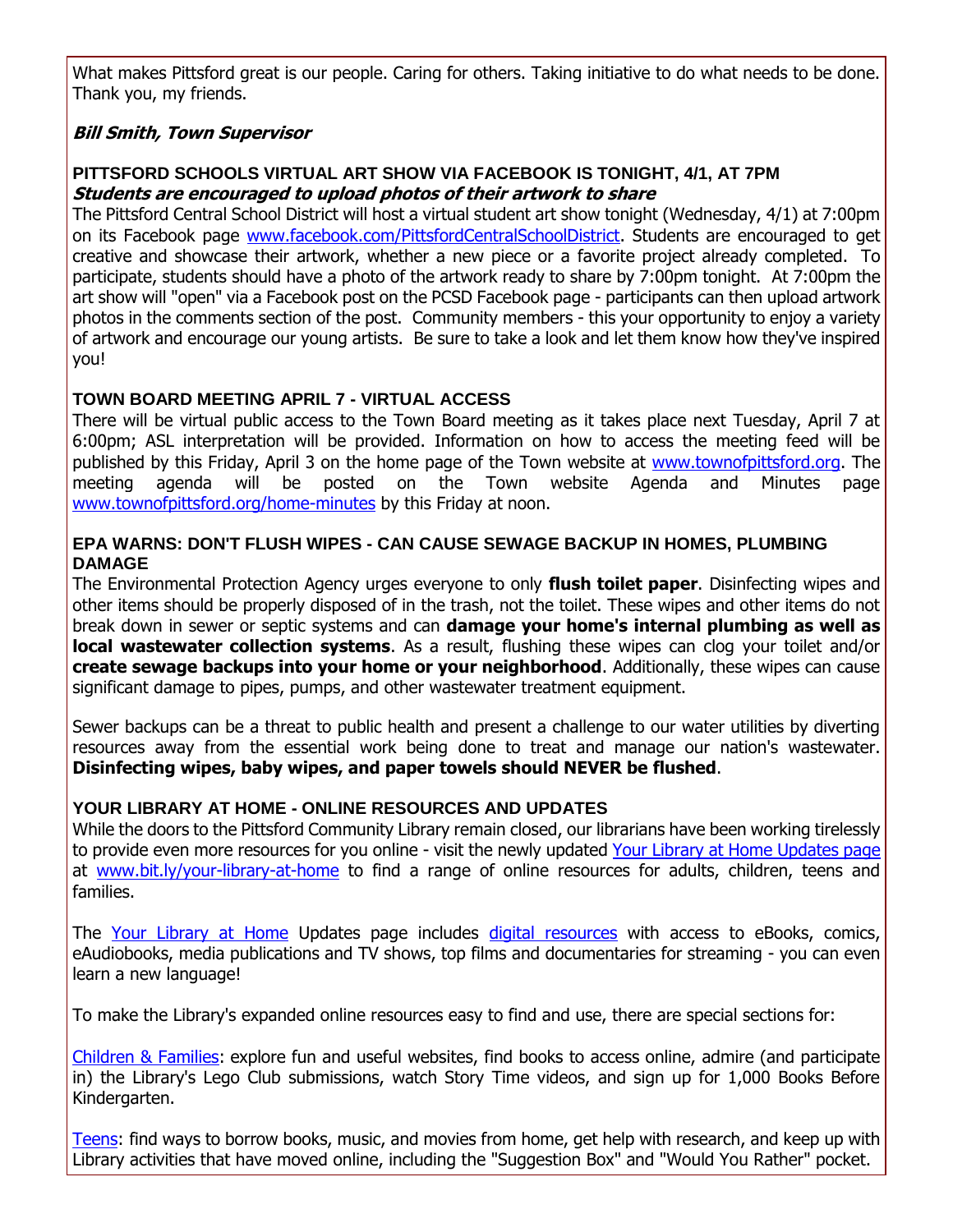What makes Pittsford great is our people. Caring for others. Taking initiative to do what needs to be done. Thank you, my friends.

***Bill Smith, Town Supervisor***

### PITTSFORD SCHOOLS VIRTUAL ART SHOW VIA FACEBOOK IS TONIGHT, 4/1, AT 7PM

***Students are encouraged to upload photos of their artwork to share***

The Pittsford Central School District will host a virtual student art show tonight (Wednesday, 4/1) at 7:00pm on its Facebook page www.facebook.com/PittsfordCentralSchoolDistrict. Students are encouraged to get creative and showcase their artwork, whether a new piece or a favorite project already completed. To participate, students should have a photo of the artwork ready to share by 7:00pm tonight. At 7:00pm the art show will "open" via a Facebook post on the PCSD Facebook page - participants can then upload artwork photos in the comments section of the post. Community members - this your opportunity to enjoy a variety of artwork and encourage our young artists. Be sure to take a look and let them know how they've inspired you!

### TOWN BOARD MEETING APRIL 7 - VIRTUAL ACCESS

There will be virtual public access to the Town Board meeting as it takes place next Tuesday, April 7 at 6:00pm; ASL interpretation will be provided. Information on how to access the meeting feed will be published by this Friday, April 3 on the home page of the Town website at www.townofpittsford.org. The meeting agenda will be posted on the Town website Agenda and Minutes page www.townofpittsford.org/home-minutes by this Friday at noon.

### EPA WARNS: DON'T FLUSH WIPES - CAN CAUSE SEWAGE BACKUP IN HOMES, PLUMBING DAMAGE

The Environmental Protection Agency urges everyone to only **flush toilet paper**. Disinfecting wipes and other items should be properly disposed of in the trash, not the toilet. These wipes and other items do not break down in sewer or septic systems and can **damage your home's internal plumbing as well as local wastewater collection systems**. As a result, flushing these wipes can clog your toilet and/or **create sewage backups into your home or your neighborhood**. Additionally, these wipes can cause significant damage to pipes, pumps, and other wastewater treatment equipment.

Sewer backups can be a threat to public health and present a challenge to our water utilities by diverting resources away from the essential work being done to treat and manage our nation's wastewater. **Disinfecting wipes, baby wipes, and paper towels should NEVER be flushed**.

### YOUR LIBRARY AT HOME - ONLINE RESOURCES AND UPDATES

While the doors to the Pittsford Community Library remain closed, our librarians have been working tirelessly to provide even more resources for you online - visit the newly updated Your Library at Home Updates page at www.bit.ly/your-library-at-home to find a range of online resources for adults, children, teens and families.

The Your Library at Home Updates page includes digital resources with access to eBooks, comics, eAudiobooks, media publications and TV shows, top films and documentaries for streaming - you can even learn a new language!

To make the Library's expanded online resources easy to find and use, there are special sections for:

Children & Families: explore fun and useful websites, find books to access online, admire (and participate in) the Library's Lego Club submissions, watch Story Time videos, and sign up for 1,000 Books Before Kindergarten.

Teens: find ways to borrow books, music, and movies from home, get help with research, and keep up with Library activities that have moved online, including the "Suggestion Box" and "Would You Rather" pocket.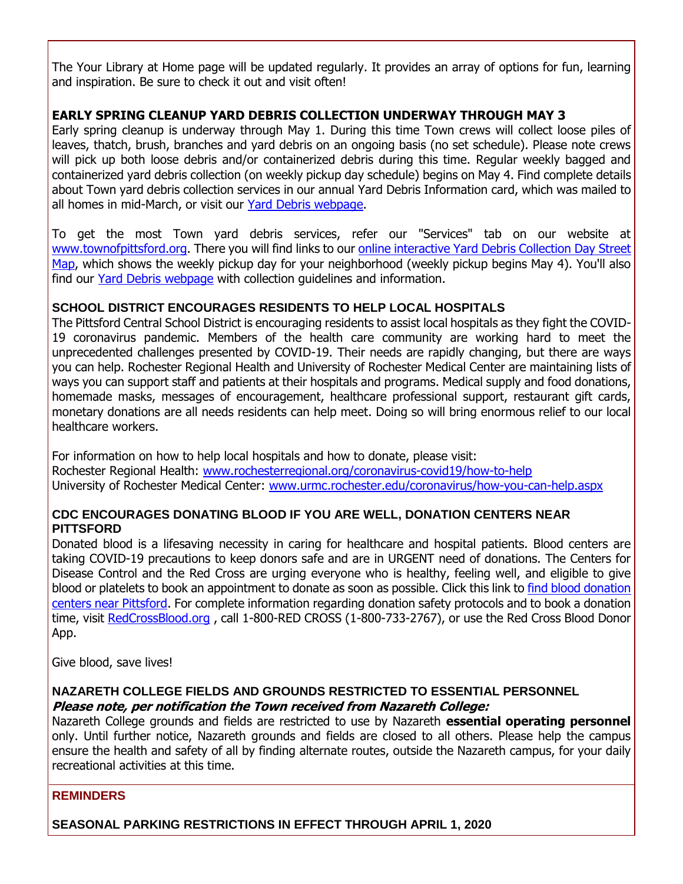The Your Library at Home page will be updated regularly. It provides an array of options for fun, learning and inspiration. Be sure to check it out and visit often!

### EARLY SPRING CLEANUP YARD DEBRIS COLLECTION UNDERWAY THROUGH MAY 3

Early spring cleanup is underway through May 1. During this time Town crews will collect loose piles of leaves, thatch, brush, branches and yard debris on an ongoing basis (no set schedule). Please note crews will pick up both loose debris and/or containerized debris during this time. Regular weekly bagged and containerized yard debris collection (on weekly pickup day schedule) begins on May 4. Find complete details about Town yard debris collection services in our annual Yard Debris Information card, which was mailed to all homes in mid-March, or visit our Yard Debris webpage.

To get the most Town yard debris services, refer our "Services" tab on our website at www.townofpittsford.org. There you will find links to our online interactive Yard Debris Collection Day Street Map, which shows the weekly pickup day for your neighborhood (weekly pickup begins May 4). You'll also find our Yard Debris webpage with collection guidelines and information.

### SCHOOL DISTRICT ENCOURAGES RESIDENTS TO HELP LOCAL HOSPITALS

The Pittsford Central School District is encouraging residents to assist local hospitals as they fight the COVID-19 coronavirus pandemic. Members of the health care community are working hard to meet the unprecedented challenges presented by COVID-19. Their needs are rapidly changing, but there are ways you can help. Rochester Regional Health and University of Rochester Medical Center are maintaining lists of ways you can support staff and patients at their hospitals and programs. Medical supply and food donations, homemade masks, messages of encouragement, healthcare professional support, restaurant gift cards, monetary donations are all needs residents can help meet. Doing so will bring enormous relief to our local healthcare workers.

For information on how to help local hospitals and how to donate, please visit:
Rochester Regional Health: www.rochesterregional.org/coronavirus-covid19/how-to-help
University of Rochester Medical Center: www.urmc.rochester.edu/coronavirus/how-you-can-help.aspx

### CDC ENCOURAGES DONATING BLOOD IF YOU ARE WELL, DONATION CENTERS NEAR PITTSFORD

Donated blood is a lifesaving necessity in caring for healthcare and hospital patients. Blood centers are taking COVID-19 precautions to keep donors safe and are in URGENT need of donations. The Centers for Disease Control and the Red Cross are urging everyone who is healthy, feeling well, and eligible to give blood or platelets to book an appointment to donate as soon as possible. Click this link to find blood donation centers near Pittsford. For complete information regarding donation safety protocols and to book a donation time, visit RedCrossBlood.org , call 1-800-RED CROSS (1-800-733-2767), or use the Red Cross Blood Donor App.

Give blood, save lives!

### NAZARETH COLLEGE FIELDS AND GROUNDS RESTRICTED TO ESSENTIAL PERSONNEL

***Please note, per notification the Town received from Nazareth College:***

Nazareth College grounds and fields are restricted to use by Nazareth **essential operating personnel** only. Until further notice, Nazareth grounds and fields are closed to all others. Please help the campus ensure the health and safety of all by finding alternate routes, outside the Nazareth campus, for your daily recreational activities at this time.

## REMINDERS

### SEASONAL PARKING RESTRICTIONS IN EFFECT THROUGH APRIL 1, 2020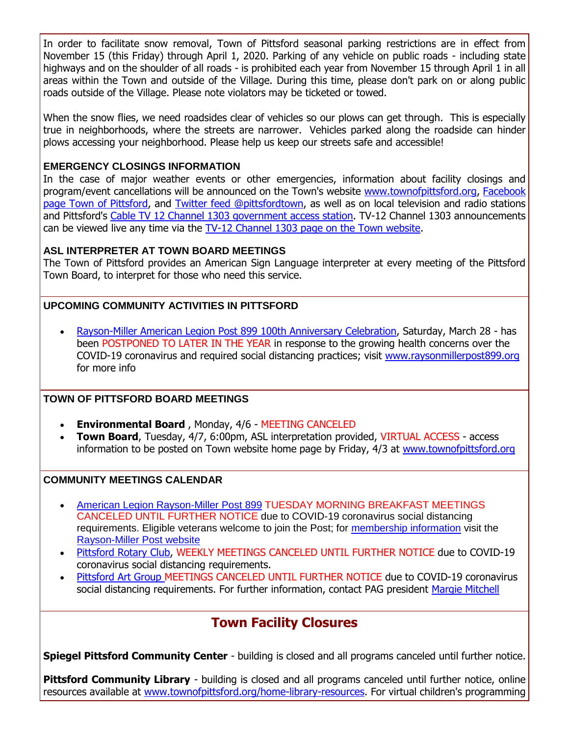In order to facilitate snow removal, Town of Pittsford seasonal parking restrictions are in effect from November 15 (this Friday) through April 1, 2020. Parking of any vehicle on public roads - including state highways and on the shoulder of all roads - is prohibited each year from November 15 through April 1 in all areas within the Town and outside of the Village. During this time, please don't park on or along public roads outside of the Village. Please note violators may be ticketed or towed.

When the snow flies, we need roadsides clear of vehicles so our plows can get through. This is especially true in neighborhoods, where the streets are narrower. Vehicles parked along the roadside can hinder plows accessing your neighborhood. Please help us keep our streets safe and accessible!

**EMERGENCY CLOSINGS INFORMATION**

In the case of major weather events or other emergencies, information about facility closings and program/event cancellations will be announced on the Town's website www.townofpittsford.org, Facebook page Town of Pittsford, and Twitter feed @pittsfordtown, as well as on local television and radio stations and Pittsford's Cable TV 12 Channel 1303 government access station. TV-12 Channel 1303 announcements can be viewed live any time via the TV-12 Channel 1303 page on the Town website.

**ASL INTERPRETER AT TOWN BOARD MEETINGS**

The Town of Pittsford provides an American Sign Language interpreter at every meeting of the Pittsford Town Board, to interpret for those who need this service.

**UPCOMING COMMUNITY ACTIVITIES IN PITTSFORD**

- Rayson-Miller American Legion Post 899 100th Anniversary Celebration, Saturday, March 28 - has been POSTPONED TO LATER IN THE YEAR in response to the growing health concerns over the COVID-19 coronavirus and required social distancing practices; visit www.raysonmillerpost899.org for more info

**TOWN OF PITTSFORD BOARD MEETINGS**

- **Environmental Board** , Monday, 4/6 - MEETING CANCELED
- **Town Board**, Tuesday, 4/7, 6:00pm, ASL interpretation provided, VIRTUAL ACCESS - access information to be posted on Town website home page by Friday, 4/3 at www.townofpittsford.org

**COMMUNITY MEETINGS CALENDAR**

- American Legion Rayson-Miller Post 899 TUESDAY MORNING BREAKFAST MEETINGS CANCELED UNTIL FURTHER NOTICE due to COVID-19 coronavirus social distancing requirements. Eligible veterans welcome to join the Post; for membership information visit the Rayson-Miller Post website
- Pittsford Rotary Club, WEEKLY MEETINGS CANCELED UNTIL FURTHER NOTICE due to COVID-19 coronavirus social distancing requirements.
- Pittsford Art Group MEETINGS CANCELED UNTIL FURTHER NOTICE due to COVID-19 coronavirus social distancing requirements. For further information, contact PAG president Margie Mitchell

## Town Facility Closures

**Spiegel Pittsford Community Center** - building is closed and all programs canceled until further notice.

**Pittsford Community Library** - building is closed and all programs canceled until further notice, online resources available at www.townofpittsford.org/home-library-resources. For virtual children's programming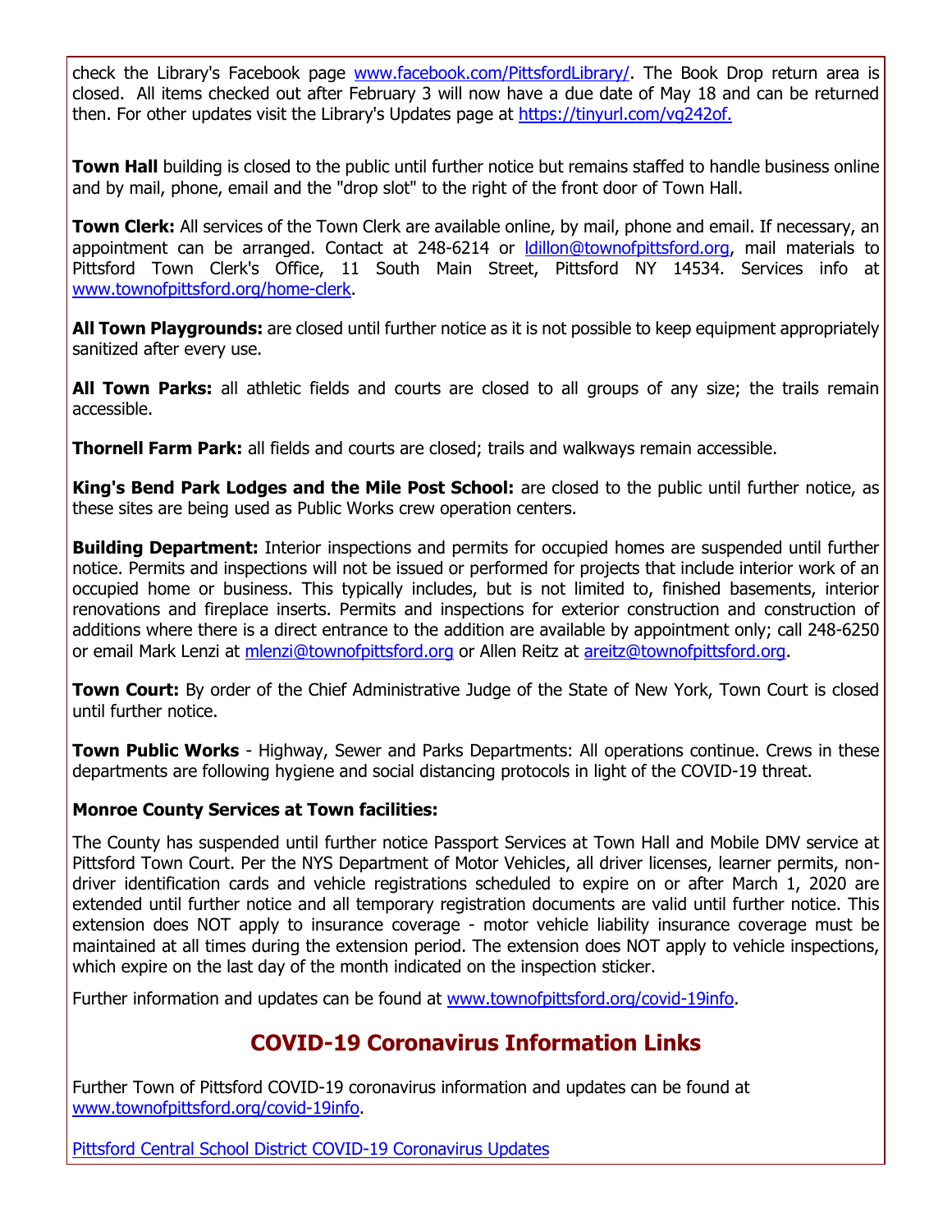check the Library's Facebook page [www.facebook.com/PittsfordLibrary/](www.facebook.com/PittsfordLibrary/). The Book Drop return area is closed. All items checked out after February 3 will now have a due date of May 18 and can be returned then. For other updates visit the Library's Updates page at [https://tinyurl.com/vg242of.](https://tinyurl.com/vg242of.)

**Town Hall** building is closed to the public until further notice but remains staffed to handle business online and by mail, phone, email and the "drop slot" to the right of the front door of Town Hall.

**Town Clerk:** All services of the Town Clerk are available online, by mail, phone and email. If necessary, an appointment can be arranged. Contact at 248-6214 or [ldillon@townofpittsford.org](mailto:ldillon@townofpittsford.org), mail materials to Pittsford Town Clerk's Office, 11 South Main Street, Pittsford NY 14534. Services info at [www.townofpittsford.org/home-clerk](www.townofpittsford.org/home-clerk).

**All Town Playgrounds:** are closed until further notice as it is not possible to keep equipment appropriately sanitized after every use.

**All Town Parks:** all athletic fields and courts are closed to all groups of any size; the trails remain accessible.

**Thornell Farm Park:** all fields and courts are closed; trails and walkways remain accessible.

**King's Bend Park Lodges and the Mile Post School:** are closed to the public until further notice, as these sites are being used as Public Works crew operation centers.

**Building Department:** Interior inspections and permits for occupied homes are suspended until further notice. Permits and inspections will not be issued or performed for projects that include interior work of an occupied home or business. This typically includes, but is not limited to, finished basements, interior renovations and fireplace inserts. Permits and inspections for exterior construction and construction of additions where there is a direct entrance to the addition are available by appointment only; call 248-6250 or email Mark Lenzi at [mlenzi@townofpittsford.org](mailto:mlenzi@townofpittsford.org) or Allen Reitz at [areitz@townofpittsford.org](mailto:areitz@townofpittsford.org).

**Town Court:** By order of the Chief Administrative Judge of the State of New York, Town Court is closed until further notice.

**Town Public Works** - Highway, Sewer and Parks Departments: All operations continue. Crews in these departments are following hygiene and social distancing protocols in light of the COVID-19 threat.

**Monroe County Services at Town facilities:**

The County has suspended until further notice Passport Services at Town Hall and Mobile DMV service at Pittsford Town Court. Per the NYS Department of Motor Vehicles, all driver licenses, learner permits, non-driver identification cards and vehicle registrations scheduled to expire on or after March 1, 2020 are extended until further notice and all temporary registration documents are valid until further notice. This extension does NOT apply to insurance coverage - motor vehicle liability insurance coverage must be maintained at all times during the extension period. The extension does NOT apply to vehicle inspections, which expire on the last day of the month indicated on the inspection sticker.

Further information and updates can be found at [www.townofpittsford.org/covid-19info](www.townofpittsford.org/covid-19info).

## COVID-19 Coronavirus Information Links

Further Town of Pittsford COVID-19 coronavirus information and updates can be found at [www.townofpittsford.org/covid-19info](www.townofpittsford.org/covid-19info).

Pittsford Central School District COVID-19 Coronavirus Updates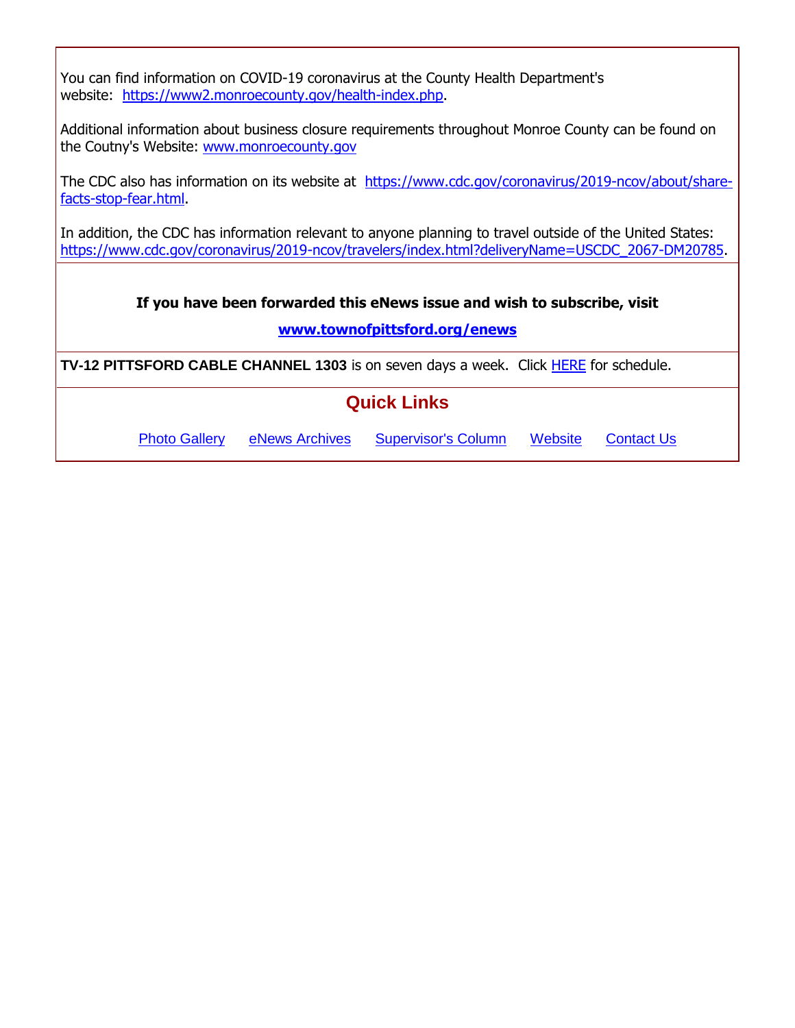You can find information on COVID-19 coronavirus at the County Health Department's website: https://www2.monroecounty.gov/health-index.php.

Additional information about business closure requirements throughout Monroe County can be found on the Coutny's Website: www.monroecounty.gov

The CDC also has information on its website at https://www.cdc.gov/coronavirus/2019-ncov/about/share-facts-stop-fear.html.

In addition, the CDC has information relevant to anyone planning to travel outside of the United States: https://www.cdc.gov/coronavirus/2019-ncov/travelers/index.html?deliveryName=USCDC_2067-DM20785.

**If you have been forwarded this eNews issue and wish to subscribe, visit**

**www.townofpittsford.org/enews**

**TV-12 PITTSFORD CABLE CHANNEL 1303** is on seven days a week. Click HERE for schedule.

## Quick Links

Photo Gallery | eNews Archives | Supervisor's Column | Website | Contact Us